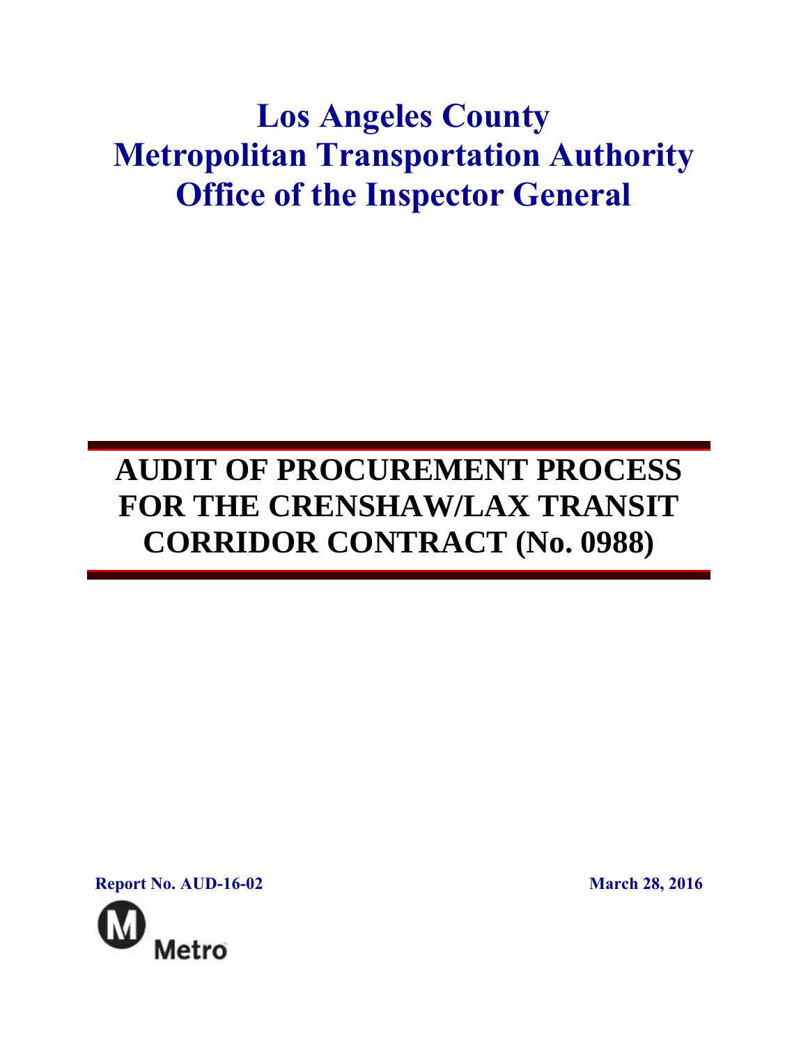# Los Angeles County Metropolitan Transportation Authority Office of the Inspector General

## AUDIT OF PROCUREMENT PROCESS FOR THE CRENSHAW/LAX TRANSIT CORRIDOR CONTRACT (No. 0988)

**Report No. AUD-16-02**

**March 28, 2016**

Metro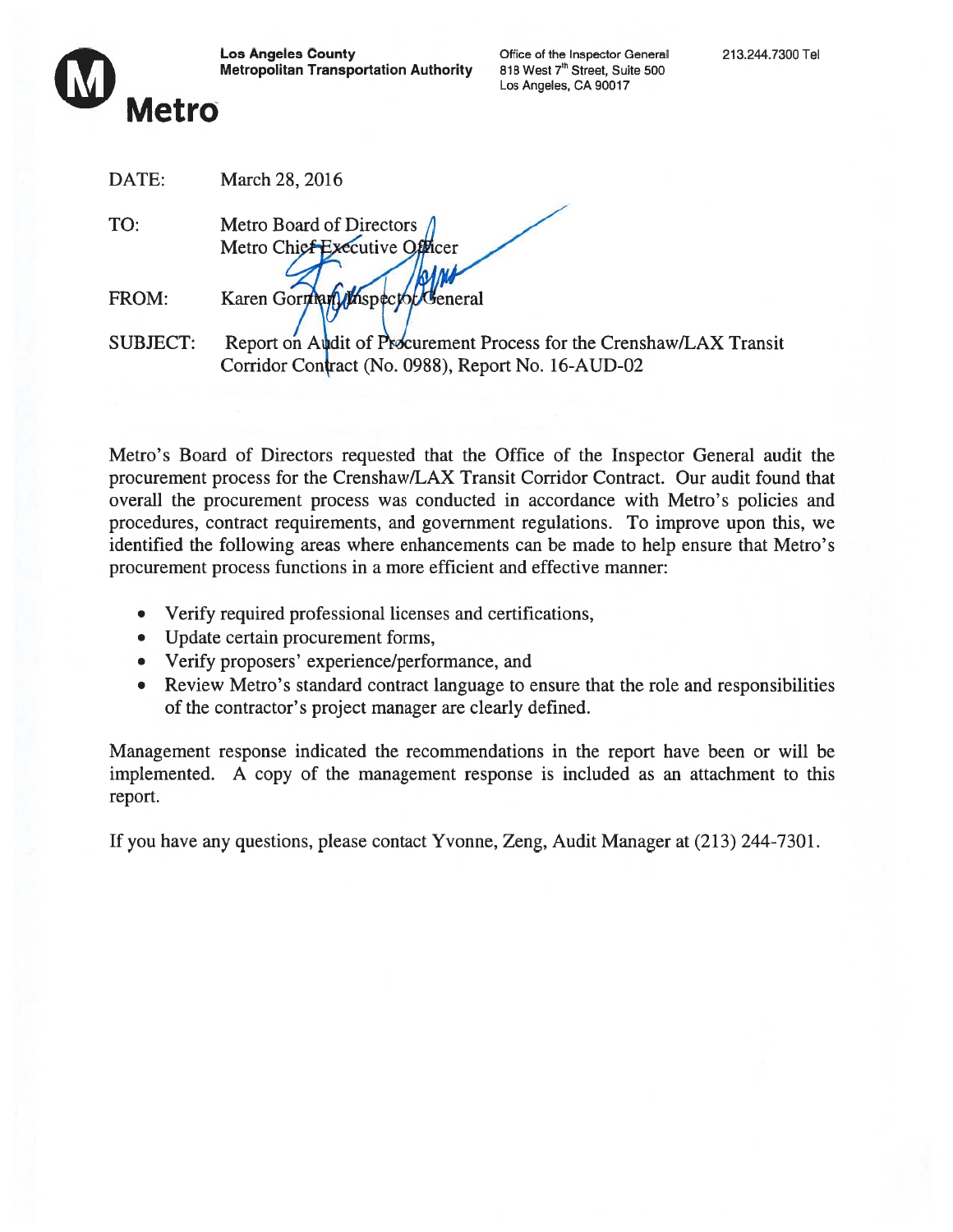**Los Angeles County Metropolitan Transportation Authority**

Office of the Inspector General
818 West 7th Street, Suite 500
Los Angeles, CA 90017

213.244.7300 Tel

Metro

| | |
|---|---|
| DATE: | March 28, 2016 |
| TO: | Metro Board of Directors<br>Metro Chief Executive Officer |
| FROM: | Karen Gorman, Inspector General |
| SUBJECT: | Report on Audit of Procurement Process for the Crenshaw/LAX Transit Corridor Contract (No. 0988), Report No. 16-AUD-02 |

Metro's Board of Directors requested that the Office of the Inspector General audit the procurement process for the Crenshaw/LAX Transit Corridor Contract. Our audit found that overall the procurement process was conducted in accordance with Metro's policies and procedures, contract requirements, and government regulations. To improve upon this, we identified the following areas where enhancements can be made to help ensure that Metro's procurement process functions in a more efficient and effective manner:

- Verify required professional licenses and certifications,
- Update certain procurement forms,
- Verify proposers' experience/performance, and
- Review Metro's standard contract language to ensure that the role and responsibilities of the contractor's project manager are clearly defined.

Management response indicated the recommendations in the report have been or will be implemented. A copy of the management response is included as an attachment to this report.

If you have any questions, please contact Yvonne, Zeng, Audit Manager at (213) 244-7301.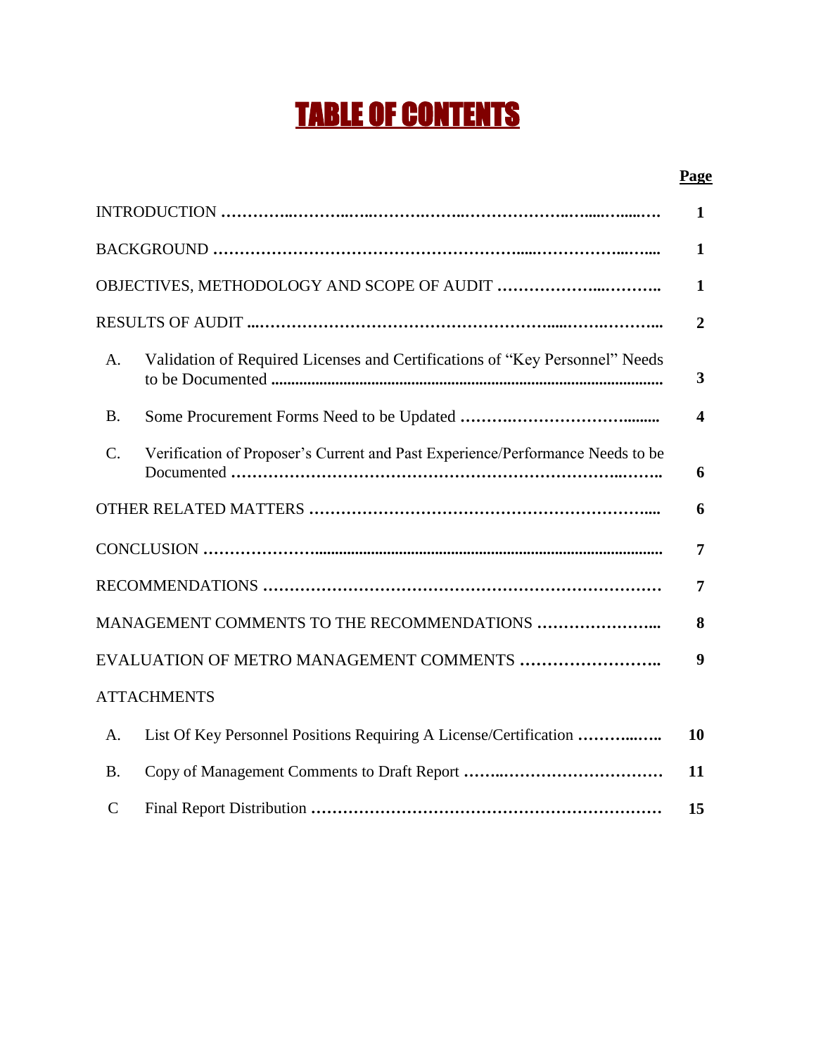# TABLE OF CONTENTS

| | | Page |
|---|---|---|
| INTRODUCTION | | 1 |
| BACKGROUND | | 1 |
| OBJECTIVES, METHODOLOGY AND SCOPE OF AUDIT | | 1 |
| RESULTS OF AUDIT | | 2 |
| A. | Validation of Required Licenses and Certifications of "Key Personnel" Needs to be Documented | 3 |
| B. | Some Procurement Forms Need to be Updated | 4 |
| C. | Verification of Proposer's Current and Past Experience/Performance Needs to be Documented | 6 |
| OTHER RELATED MATTERS | | 6 |
| CONCLUSION | | 7 |
| RECOMMENDATIONS | | 7 |
| MANAGEMENT COMMENTS TO THE RECOMMENDATIONS | | 8 |
| EVALUATION OF METRO MANAGEMENT COMMENTS | | 9 |
| ATTACHMENTS | | |
| A. | List Of Key Personnel Positions Requiring A License/Certification | 10 |
| B. | Copy of Management Comments to Draft Report | 11 |
| C | Final Report Distribution | 15 |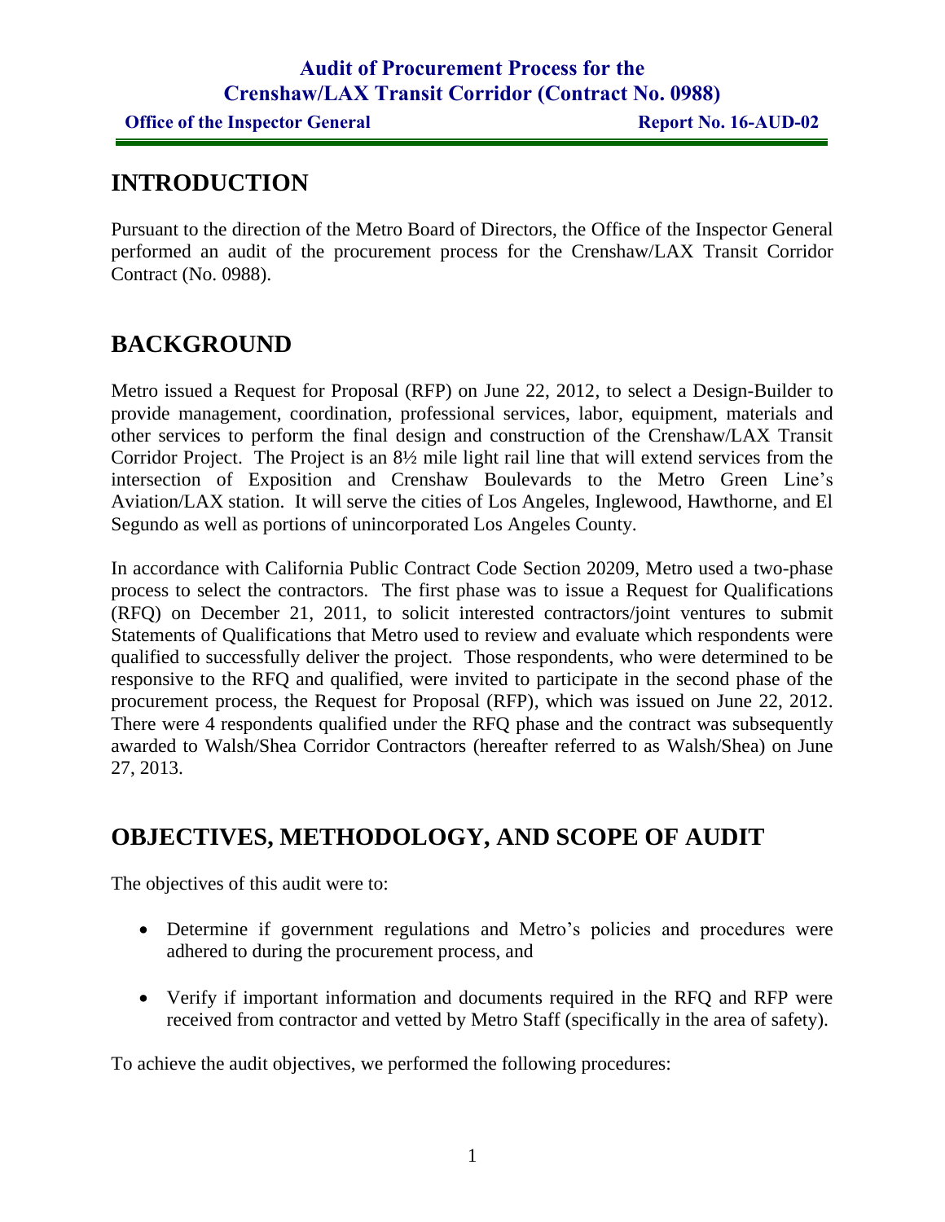# INTRODUCTION

Pursuant to the direction of the Metro Board of Directors, the Office of the Inspector General performed an audit of the procurement process for the Crenshaw/LAX Transit Corridor Contract (No. 0988).

# BACKGROUND

Metro issued a Request for Proposal (RFP) on June 22, 2012, to select a Design-Builder to provide management, coordination, professional services, labor, equipment, materials and other services to perform the final design and construction of the Crenshaw/LAX Transit Corridor Project. The Project is an 8½ mile light rail line that will extend services from the intersection of Exposition and Crenshaw Boulevards to the Metro Green Line's Aviation/LAX station. It will serve the cities of Los Angeles, Inglewood, Hawthorne, and El Segundo as well as portions of unincorporated Los Angeles County.

In accordance with California Public Contract Code Section 20209, Metro used a two-phase process to select the contractors. The first phase was to issue a Request for Qualifications (RFQ) on December 21, 2011, to solicit interested contractors/joint ventures to submit Statements of Qualifications that Metro used to review and evaluate which respondents were qualified to successfully deliver the project. Those respondents, who were determined to be responsive to the RFQ and qualified, were invited to participate in the second phase of the procurement process, the Request for Proposal (RFP), which was issued on June 22, 2012. There were 4 respondents qualified under the RFQ phase and the contract was subsequently awarded to Walsh/Shea Corridor Contractors (hereafter referred to as Walsh/Shea) on June 27, 2013.

# OBJECTIVES, METHODOLOGY, AND SCOPE OF AUDIT

The objectives of this audit were to:

- Determine if government regulations and Metro's policies and procedures were adhered to during the procurement process, and
- Verify if important information and documents required in the RFQ and RFP were received from contractor and vetted by Metro Staff (specifically in the area of safety).

To achieve the audit objectives, we performed the following procedures: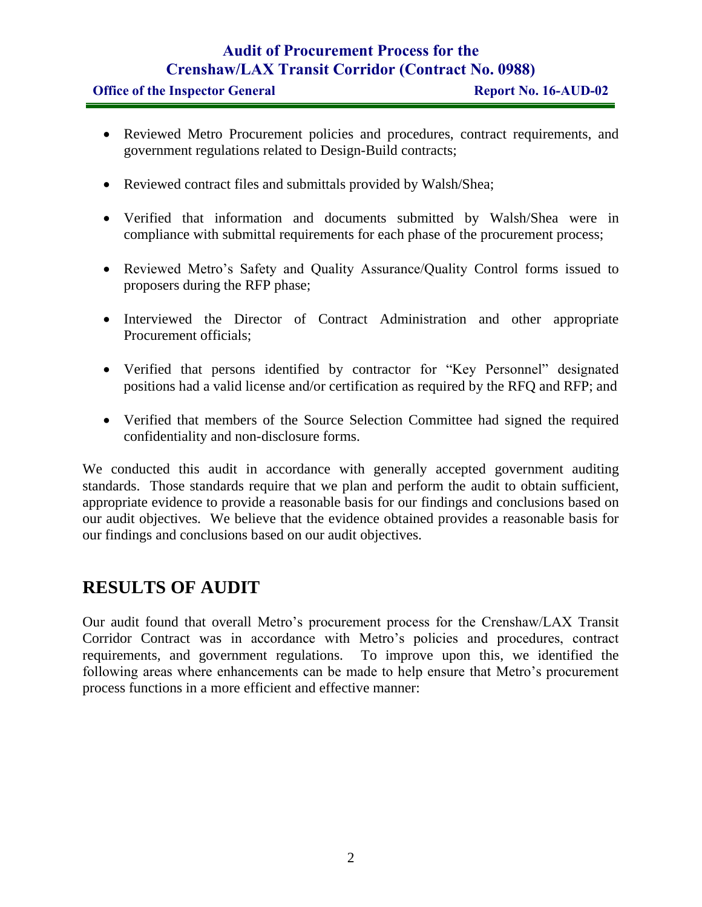- Reviewed Metro Procurement policies and procedures, contract requirements, and government regulations related to Design-Build contracts;
- Reviewed contract files and submittals provided by Walsh/Shea;
- Verified that information and documents submitted by Walsh/Shea were in compliance with submittal requirements for each phase of the procurement process;
- Reviewed Metro's Safety and Quality Assurance/Quality Control forms issued to proposers during the RFP phase;
- Interviewed the Director of Contract Administration and other appropriate Procurement officials;
- Verified that persons identified by contractor for "Key Personnel" designated positions had a valid license and/or certification as required by the RFQ and RFP; and
- Verified that members of the Source Selection Committee had signed the required confidentiality and non-disclosure forms.

We conducted this audit in accordance with generally accepted government auditing standards. Those standards require that we plan and perform the audit to obtain sufficient, appropriate evidence to provide a reasonable basis for our findings and conclusions based on our audit objectives. We believe that the evidence obtained provides a reasonable basis for our findings and conclusions based on our audit objectives.

## RESULTS OF AUDIT

Our audit found that overall Metro's procurement process for the Crenshaw/LAX Transit Corridor Contract was in accordance with Metro's policies and procedures, contract requirements, and government regulations. To improve upon this, we identified the following areas where enhancements can be made to help ensure that Metro's procurement process functions in a more efficient and effective manner: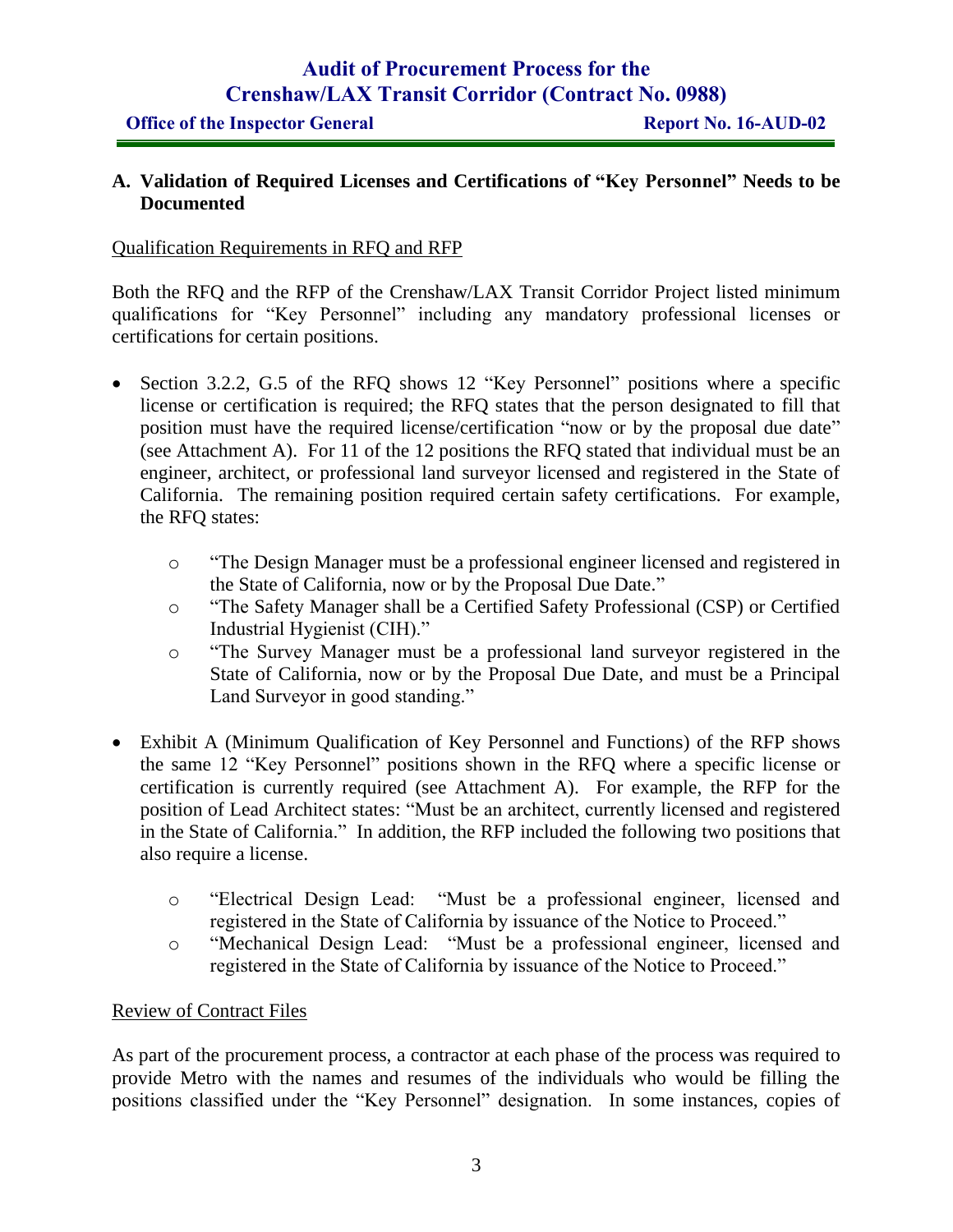## A. Validation of Required Licenses and Certifications of "Key Personnel" Needs to be Documented

Qualification Requirements in RFQ and RFP

Both the RFQ and the RFP of the Crenshaw/LAX Transit Corridor Project listed minimum qualifications for "Key Personnel" including any mandatory professional licenses or certifications for certain positions.

- Section 3.2.2, G.5 of the RFQ shows 12 "Key Personnel" positions where a specific license or certification is required; the RFQ states that the person designated to fill that position must have the required license/certification "now or by the proposal due date" (see Attachment A). For 11 of the 12 positions the RFQ stated that individual must be an engineer, architect, or professional land surveyor licensed and registered in the State of California. The remaining position required certain safety certifications. For example, the RFQ states:
  - "The Design Manager must be a professional engineer licensed and registered in the State of California, now or by the Proposal Due Date."
  - "The Safety Manager shall be a Certified Safety Professional (CSP) or Certified Industrial Hygienist (CIH)."
  - "The Survey Manager must be a professional land surveyor registered in the State of California, now or by the Proposal Due Date, and must be a Principal Land Surveyor in good standing."
- Exhibit A (Minimum Qualification of Key Personnel and Functions) of the RFP shows the same 12 "Key Personnel" positions shown in the RFQ where a specific license or certification is currently required (see Attachment A). For example, the RFP for the position of Lead Architect states: "Must be an architect, currently licensed and registered in the State of California." In addition, the RFP included the following two positions that also require a license.
  - "Electrical Design Lead: "Must be a professional engineer, licensed and registered in the State of California by issuance of the Notice to Proceed."
  - "Mechanical Design Lead: "Must be a professional engineer, licensed and registered in the State of California by issuance of the Notice to Proceed."

Review of Contract Files

As part of the procurement process, a contractor at each phase of the process was required to provide Metro with the names and resumes of the individuals who would be filling the positions classified under the "Key Personnel" designation. In some instances, copies of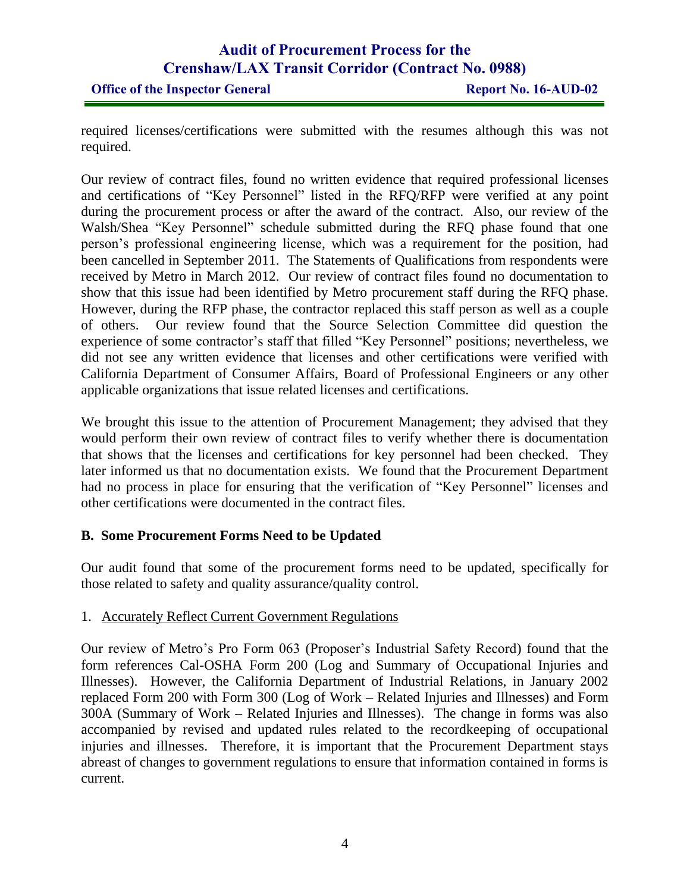required licenses/certifications were submitted with the resumes although this was not required.

Our review of contract files, found no written evidence that required professional licenses and certifications of "Key Personnel" listed in the RFQ/RFP were verified at any point during the procurement process or after the award of the contract. Also, our review of the Walsh/Shea "Key Personnel" schedule submitted during the RFQ phase found that one person's professional engineering license, which was a requirement for the position, had been cancelled in September 2011. The Statements of Qualifications from respondents were received by Metro in March 2012. Our review of contract files found no documentation to show that this issue had been identified by Metro procurement staff during the RFQ phase. However, during the RFP phase, the contractor replaced this staff person as well as a couple of others. Our review found that the Source Selection Committee did question the experience of some contractor's staff that filled "Key Personnel" positions; nevertheless, we did not see any written evidence that licenses and other certifications were verified with California Department of Consumer Affairs, Board of Professional Engineers or any other applicable organizations that issue related licenses and certifications.

We brought this issue to the attention of Procurement Management; they advised that they would perform their own review of contract files to verify whether there is documentation that shows that the licenses and certifications for key personnel had been checked. They later informed us that no documentation exists. We found that the Procurement Department had no process in place for ensuring that the verification of "Key Personnel" licenses and other certifications were documented in the contract files.

### B. Some Procurement Forms Need to be Updated

Our audit found that some of the procurement forms need to be updated, specifically for those related to safety and quality assurance/quality control.

1. Accurately Reflect Current Government Regulations

Our review of Metro's Pro Form 063 (Proposer's Industrial Safety Record) found that the form references Cal-OSHA Form 200 (Log and Summary of Occupational Injuries and Illnesses). However, the California Department of Industrial Relations, in January 2002 replaced Form 200 with Form 300 (Log of Work – Related Injuries and Illnesses) and Form 300A (Summary of Work – Related Injuries and Illnesses). The change in forms was also accompanied by revised and updated rules related to the recordkeeping of occupational injuries and illnesses. Therefore, it is important that the Procurement Department stays abreast of changes to government regulations to ensure that information contained in forms is current.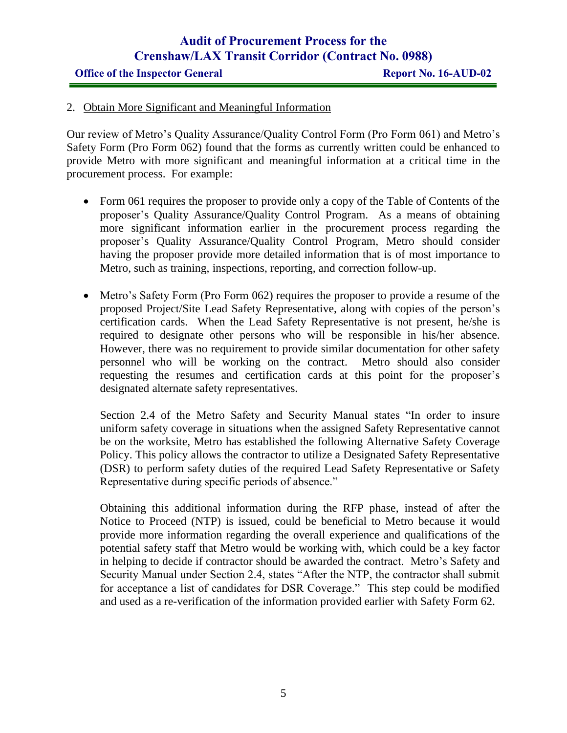2. Obtain More Significant and Meaningful Information

Our review of Metro's Quality Assurance/Quality Control Form (Pro Form 061) and Metro's Safety Form (Pro Form 062) found that the forms as currently written could be enhanced to provide Metro with more significant and meaningful information at a critical time in the procurement process. For example:

- Form 061 requires the proposer to provide only a copy of the Table of Contents of the proposer's Quality Assurance/Quality Control Program. As a means of obtaining more significant information earlier in the procurement process regarding the proposer's Quality Assurance/Quality Control Program, Metro should consider having the proposer provide more detailed information that is of most importance to Metro, such as training, inspections, reporting, and correction follow-up.

- Metro's Safety Form (Pro Form 062) requires the proposer to provide a resume of the proposed Project/Site Lead Safety Representative, along with copies of the person's certification cards. When the Lead Safety Representative is not present, he/she is required to designate other persons who will be responsible in his/her absence. However, there was no requirement to provide similar documentation for other safety personnel who will be working on the contract. Metro should also consider requesting the resumes and certification cards at this point for the proposer's designated alternate safety representatives.

  Section 2.4 of the Metro Safety and Security Manual states "In order to insure uniform safety coverage in situations when the assigned Safety Representative cannot be on the worksite, Metro has established the following Alternative Safety Coverage Policy. This policy allows the contractor to utilize a Designated Safety Representative (DSR) to perform safety duties of the required Lead Safety Representative or Safety Representative during specific periods of absence."

  Obtaining this additional information during the RFP phase, instead of after the Notice to Proceed (NTP) is issued, could be beneficial to Metro because it would provide more information regarding the overall experience and qualifications of the potential safety staff that Metro would be working with, which could be a key factor in helping to decide if contractor should be awarded the contract. Metro's Safety and Security Manual under Section 2.4, states "After the NTP, the contractor shall submit for acceptance a list of candidates for DSR Coverage." This step could be modified and used as a re-verification of the information provided earlier with Safety Form 62.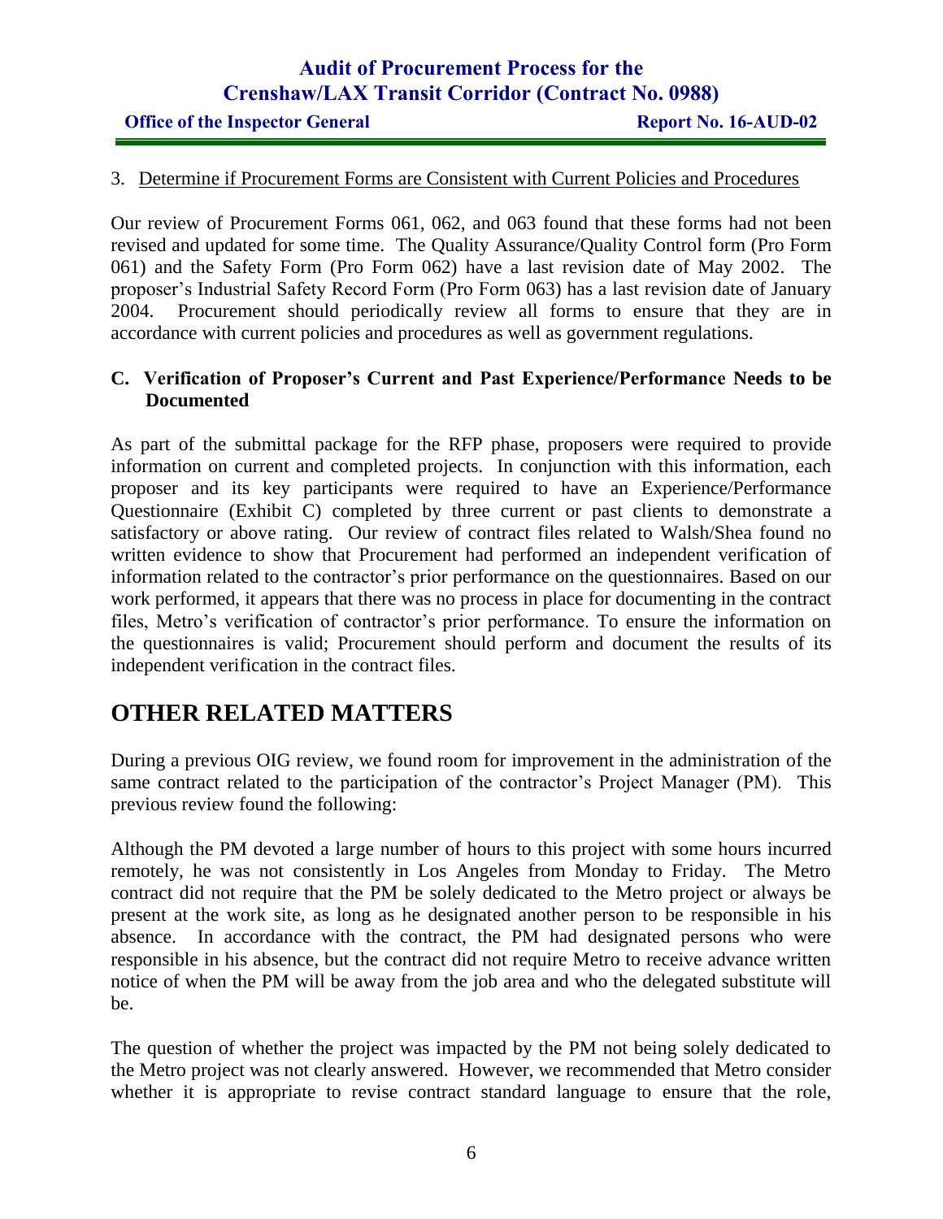3. Determine if Procurement Forms are Consistent with Current Policies and Procedures

Our review of Procurement Forms 061, 062, and 063 found that these forms had not been revised and updated for some time. The Quality Assurance/Quality Control form (Pro Form 061) and the Safety Form (Pro Form 062) have a last revision date of May 2002. The proposer's Industrial Safety Record Form (Pro Form 063) has a last revision date of January 2004. Procurement should periodically review all forms to ensure that they are in accordance with current policies and procedures as well as government regulations.

### C. Verification of Proposer's Current and Past Experience/Performance Needs to be Documented

As part of the submittal package for the RFP phase, proposers were required to provide information on current and completed projects. In conjunction with this information, each proposer and its key participants were required to have an Experience/Performance Questionnaire (Exhibit C) completed by three current or past clients to demonstrate a satisfactory or above rating. Our review of contract files related to Walsh/Shea found no written evidence to show that Procurement had performed an independent verification of information related to the contractor's prior performance on the questionnaires. Based on our work performed, it appears that there was no process in place for documenting in the contract files, Metro's verification of contractor's prior performance. To ensure the information on the questionnaires is valid; Procurement should perform and document the results of its independent verification in the contract files.

## OTHER RELATED MATTERS

During a previous OIG review, we found room for improvement in the administration of the same contract related to the participation of the contractor's Project Manager (PM). This previous review found the following:

Although the PM devoted a large number of hours to this project with some hours incurred remotely, he was not consistently in Los Angeles from Monday to Friday. The Metro contract did not require that the PM be solely dedicated to the Metro project or always be present at the work site, as long as he designated another person to be responsible in his absence. In accordance with the contract, the PM had designated persons who were responsible in his absence, but the contract did not require Metro to receive advance written notice of when the PM will be away from the job area and who the delegated substitute will be.

The question of whether the project was impacted by the PM not being solely dedicated to the Metro project was not clearly answered. However, we recommended that Metro consider whether it is appropriate to revise contract standard language to ensure that the role,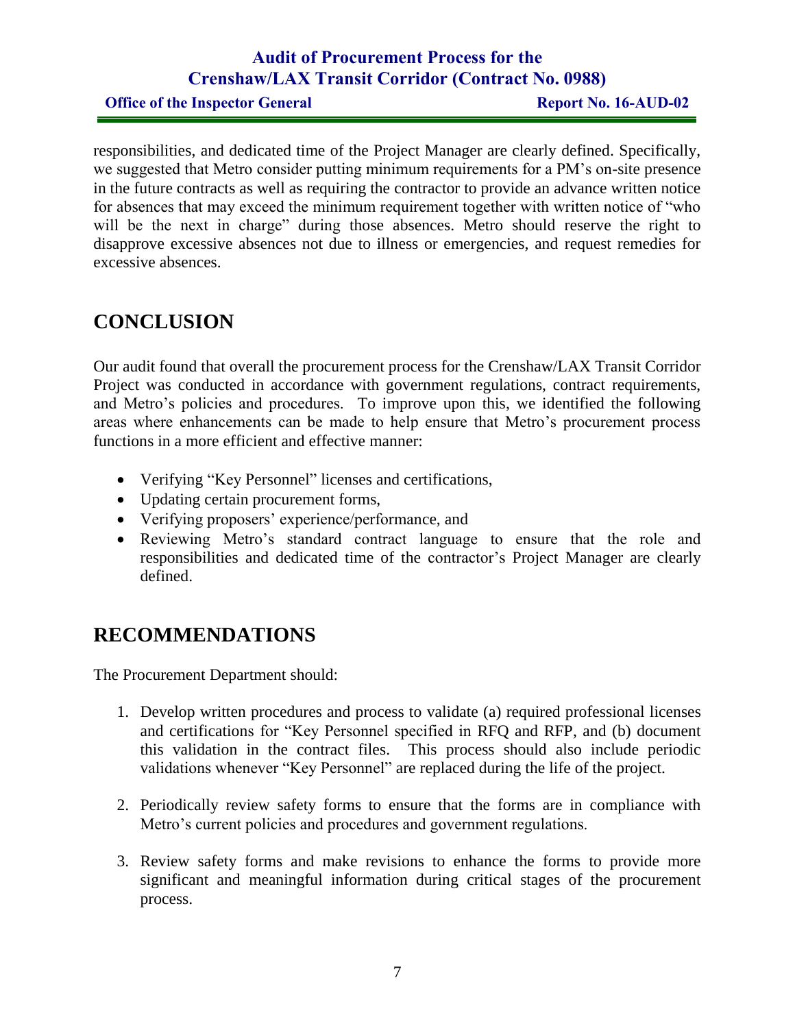responsibilities, and dedicated time of the Project Manager are clearly defined. Specifically, we suggested that Metro consider putting minimum requirements for a PM's on-site presence in the future contracts as well as requiring the contractor to provide an advance written notice for absences that may exceed the minimum requirement together with written notice of "who will be the next in charge" during those absences. Metro should reserve the right to disapprove excessive absences not due to illness or emergencies, and request remedies for excessive absences.

## CONCLUSION

Our audit found that overall the procurement process for the Crenshaw/LAX Transit Corridor Project was conducted in accordance with government regulations, contract requirements, and Metro's policies and procedures. To improve upon this, we identified the following areas where enhancements can be made to help ensure that Metro's procurement process functions in a more efficient and effective manner:

- Verifying "Key Personnel" licenses and certifications,
- Updating certain procurement forms,
- Verifying proposers' experience/performance, and
- Reviewing Metro's standard contract language to ensure that the role and responsibilities and dedicated time of the contractor's Project Manager are clearly defined.

## RECOMMENDATIONS

The Procurement Department should:

1. Develop written procedures and process to validate (a) required professional licenses and certifications for "Key Personnel specified in RFQ and RFP, and (b) document this validation in the contract files. This process should also include periodic validations whenever "Key Personnel" are replaced during the life of the project.

2. Periodically review safety forms to ensure that the forms are in compliance with Metro's current policies and procedures and government regulations.

3. Review safety forms and make revisions to enhance the forms to provide more significant and meaningful information during critical stages of the procurement process.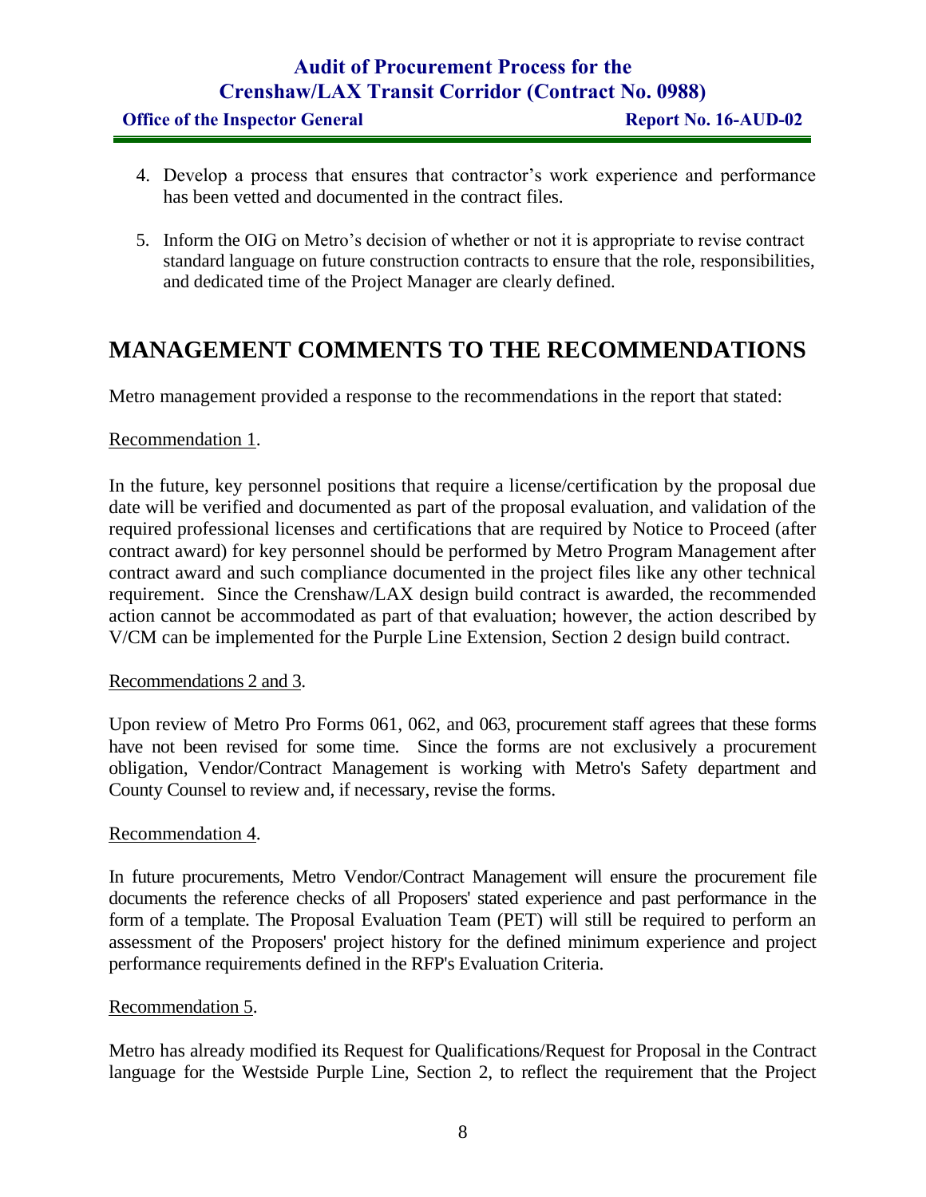4. Develop a process that ensures that contractor's work experience and performance has been vetted and documented in the contract files.

5. Inform the OIG on Metro's decision of whether or not it is appropriate to revise contract standard language on future construction contracts to ensure that the role, responsibilities, and dedicated time of the Project Manager are clearly defined.

## MANAGEMENT COMMENTS TO THE RECOMMENDATIONS

Metro management provided a response to the recommendations in the report that stated:

Recommendation 1.

In the future, key personnel positions that require a license/certification by the proposal due date will be verified and documented as part of the proposal evaluation, and validation of the required professional licenses and certifications that are required by Notice to Proceed (after contract award) for key personnel should be performed by Metro Program Management after contract award and such compliance documented in the project files like any other technical requirement. Since the Crenshaw/LAX design build contract is awarded, the recommended action cannot be accommodated as part of that evaluation; however, the action described by V/CM can be implemented for the Purple Line Extension, Section 2 design build contract.

Recommendations 2 and 3.

Upon review of Metro Pro Forms 061, 062, and 063, procurement staff agrees that these forms have not been revised for some time. Since the forms are not exclusively a procurement obligation, Vendor/Contract Management is working with Metro's Safety department and County Counsel to review and, if necessary, revise the forms.

Recommendation 4.

In future procurements, Metro Vendor/Contract Management will ensure the procurement file documents the reference checks of all Proposers' stated experience and past performance in the form of a template. The Proposal Evaluation Team (PET) will still be required to perform an assessment of the Proposers' project history for the defined minimum experience and project performance requirements defined in the RFP's Evaluation Criteria.

Recommendation 5.

Metro has already modified its Request for Qualifications/Request for Proposal in the Contract language for the Westside Purple Line, Section 2, to reflect the requirement that the Project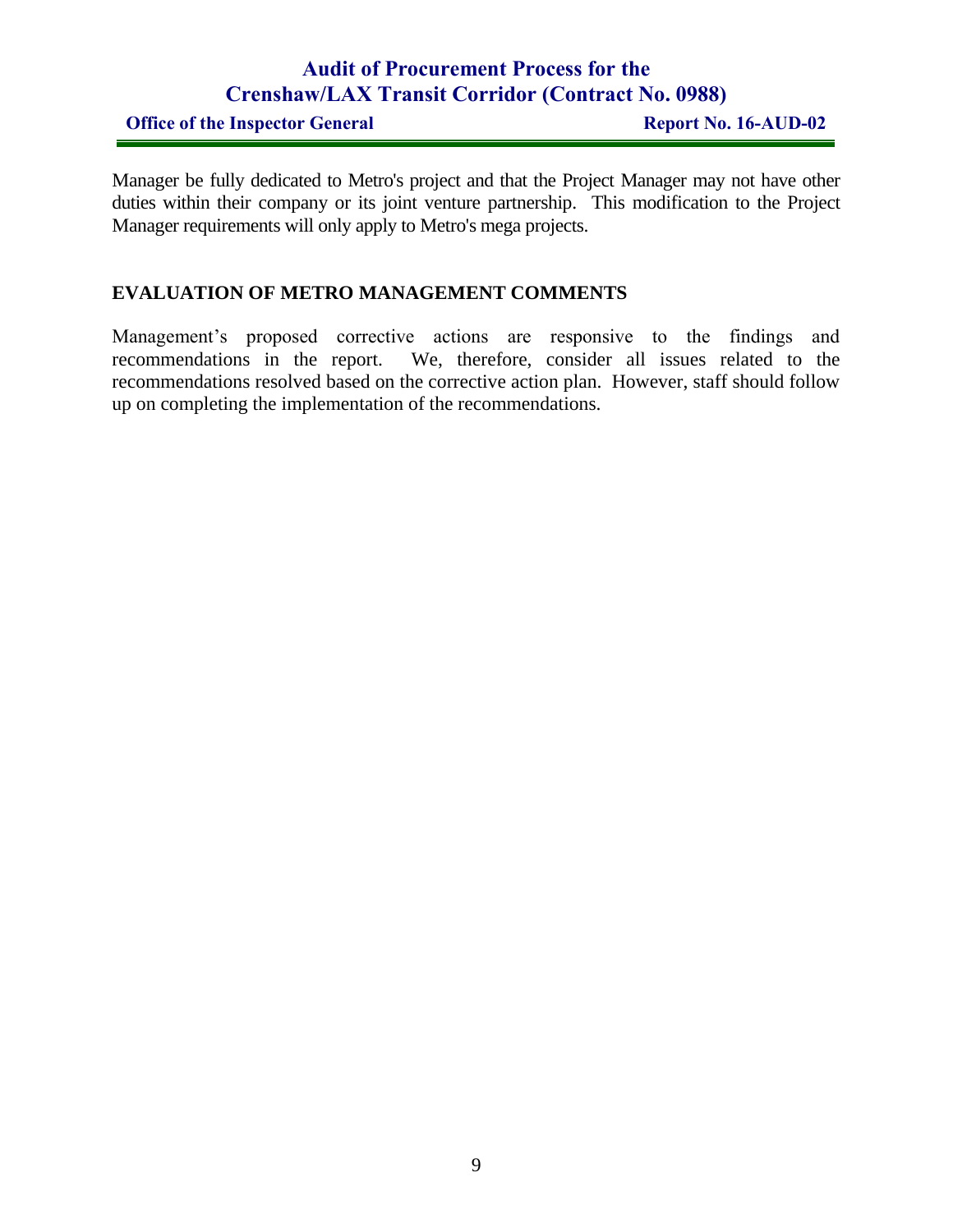Manager be fully dedicated to Metro's project and that the Project Manager may not have other duties within their company or its joint venture partnership. This modification to the Project Manager requirements will only apply to Metro's mega projects.

## EVALUATION OF METRO MANAGEMENT COMMENTS

Management's proposed corrective actions are responsive to the findings and recommendations in the report. We, therefore, consider all issues related to the recommendations resolved based on the corrective action plan. However, staff should follow up on completing the implementation of the recommendations.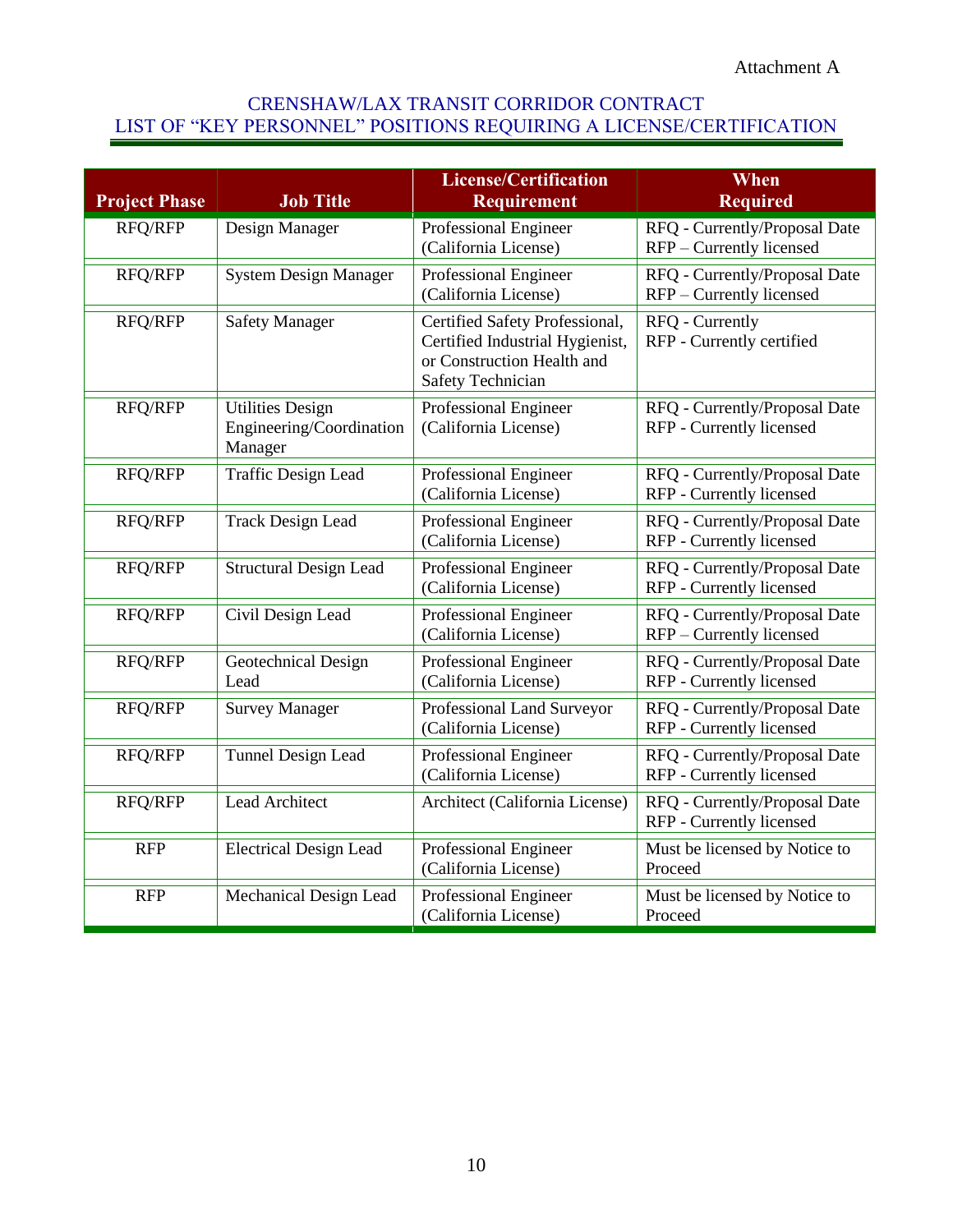Attachment A

## CRENSHAW/LAX TRANSIT CORRIDOR CONTRACT
## LIST OF "KEY PERSONNEL" POSITIONS REQUIRING A LICENSE/CERTIFICATION

| Project Phase | Job Title | License/Certification Requirement | When Required |
|---|---|---|---|
| RFQ/RFP | Design Manager | Professional Engineer (California License) | RFQ - Currently/Proposal Date<br>RFP – Currently licensed |
| RFQ/RFP | System Design Manager | Professional Engineer (California License) | RFQ - Currently/Proposal Date<br>RFP – Currently licensed |
| RFQ/RFP | Safety Manager | Certified Safety Professional, Certified Industrial Hygienist, or Construction Health and Safety Technician | RFQ - Currently<br>RFP - Currently certified |
| RFQ/RFP | Utilities Design Engineering/Coordination Manager | Professional Engineer (California License) | RFQ - Currently/Proposal Date<br>RFP - Currently licensed |
| RFQ/RFP | Traffic Design Lead | Professional Engineer (California License) | RFQ - Currently/Proposal Date<br>RFP - Currently licensed |
| RFQ/RFP | Track Design Lead | Professional Engineer (California License) | RFQ - Currently/Proposal Date<br>RFP - Currently licensed |
| RFQ/RFP | Structural Design Lead | Professional Engineer (California License) | RFQ - Currently/Proposal Date<br>RFP - Currently licensed |
| RFQ/RFP | Civil Design Lead | Professional Engineer (California License) | RFQ - Currently/Proposal Date<br>RFP – Currently licensed |
| RFQ/RFP | Geotechnical Design Lead | Professional Engineer (California License) | RFQ - Currently/Proposal Date<br>RFP - Currently licensed |
| RFQ/RFP | Survey Manager | Professional Land Surveyor (California License) | RFQ - Currently/Proposal Date<br>RFP - Currently licensed |
| RFQ/RFP | Tunnel Design Lead | Professional Engineer (California License) | RFQ - Currently/Proposal Date<br>RFP - Currently licensed |
| RFQ/RFP | Lead Architect | Architect (California License) | RFQ - Currently/Proposal Date<br>RFP - Currently licensed |
| RFP | Electrical Design Lead | Professional Engineer (California License) | Must be licensed by Notice to Proceed |
| RFP | Mechanical Design Lead | Professional Engineer (California License) | Must be licensed by Notice to Proceed |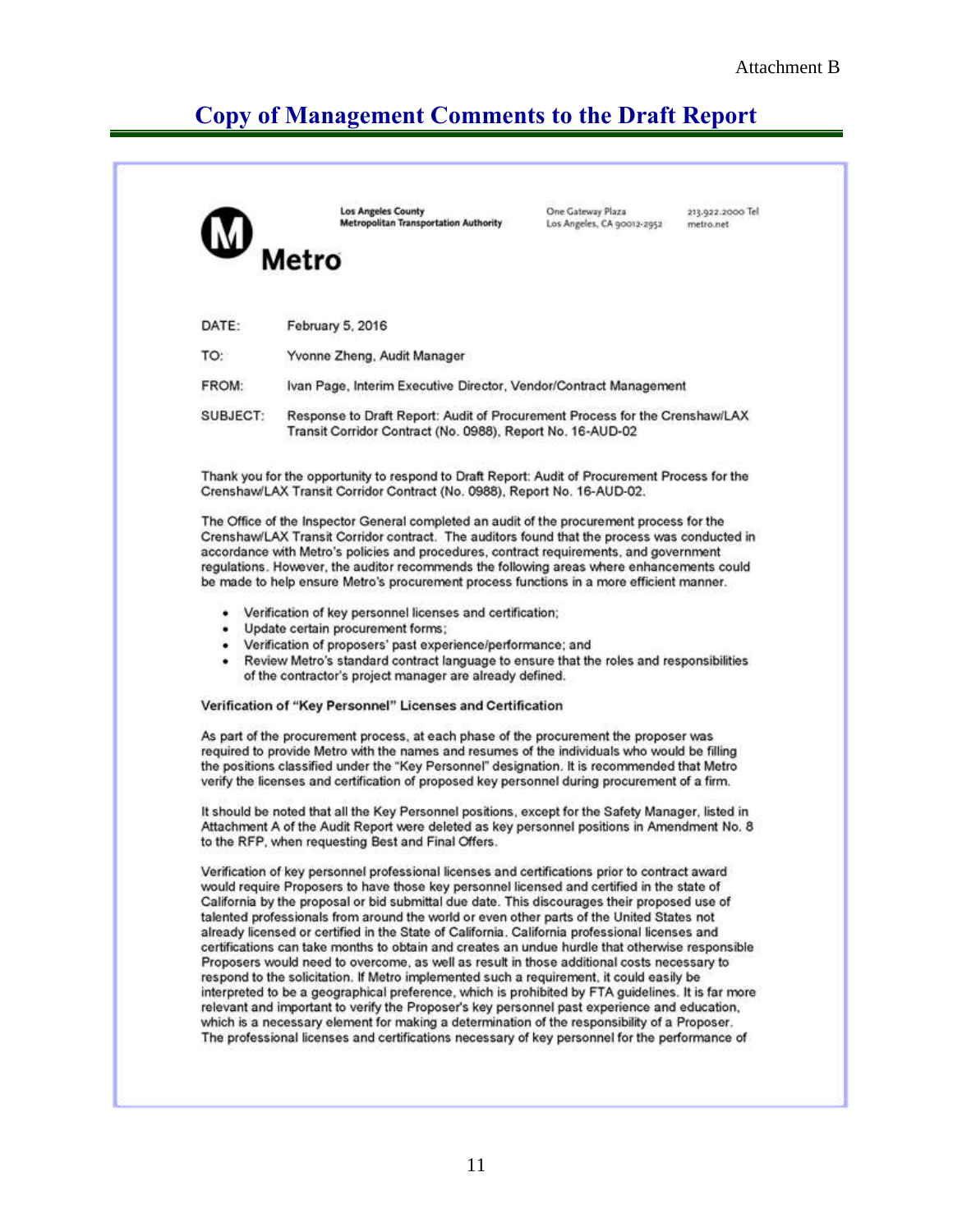Attachment B

# Copy of Management Comments to the Draft Report

Los Angeles County
Metropolitan Transportation Authority

One Gateway Plaza
Los Angeles, CA 90012-2952

213.922.2000 Tel
metro.net

Metro

DATE: February 5, 2016

TO: Yvonne Zheng, Audit Manager

FROM: Ivan Page, Interim Executive Director, Vendor/Contract Management

SUBJECT: Response to Draft Report: Audit of Procurement Process for the Crenshaw/LAX Transit Corridor Contract (No. 0988), Report No. 16-AUD-02

Thank you for the opportunity to respond to Draft Report: Audit of Procurement Process for the Crenshaw/LAX Transit Corridor Contract (No. 0988), Report No. 16-AUD-02.

The Office of the Inspector General completed an audit of the procurement process for the Crenshaw/LAX Transit Corridor contract. The auditors found that the process was conducted in accordance with Metro's policies and procedures, contract requirements, and government regulations. However, the auditor recommends the following areas where enhancements could be made to help ensure Metro's procurement process functions in a more efficient manner.

- Verification of key personnel licenses and certification;
- Update certain procurement forms;
- Verification of proposers' past experience/performance; and
- Review Metro's standard contract language to ensure that the roles and responsibilities of the contractor's project manager are already defined.

**Verification of "Key Personnel" Licenses and Certification**

As part of the procurement process, at each phase of the procurement the proposer was required to provide Metro with the names and resumes of the individuals who would be filling the positions classified under the "Key Personnel" designation. It is recommended that Metro verify the licenses and certification of proposed key personnel during procurement of a firm.

It should be noted that all the Key Personnel positions, except for the Safety Manager, listed in Attachment A of the Audit Report were deleted as key personnel positions in Amendment No. 8 to the RFP, when requesting Best and Final Offers.

Verification of key personnel professional licenses and certifications prior to contract award would require Proposers to have those key personnel licensed and certified in the state of California by the proposal or bid submittal due date. This discourages their proposed use of talented professionals from around the world or even other parts of the United States not already licensed or certified in the State of California. California professional licenses and certifications can take months to obtain and creates an undue hurdle that otherwise responsible Proposers would need to overcome, as well as result in those additional costs necessary to respond to the solicitation. If Metro implemented such a requirement, it could easily be interpreted to be a geographical preference, which is prohibited by FTA guidelines. It is far more relevant and important to verify the Proposer's key personnel past experience and education, which is a necessary element for making a determination of the responsibility of a Proposer. The professional licenses and certifications necessary of key personnel for the performance of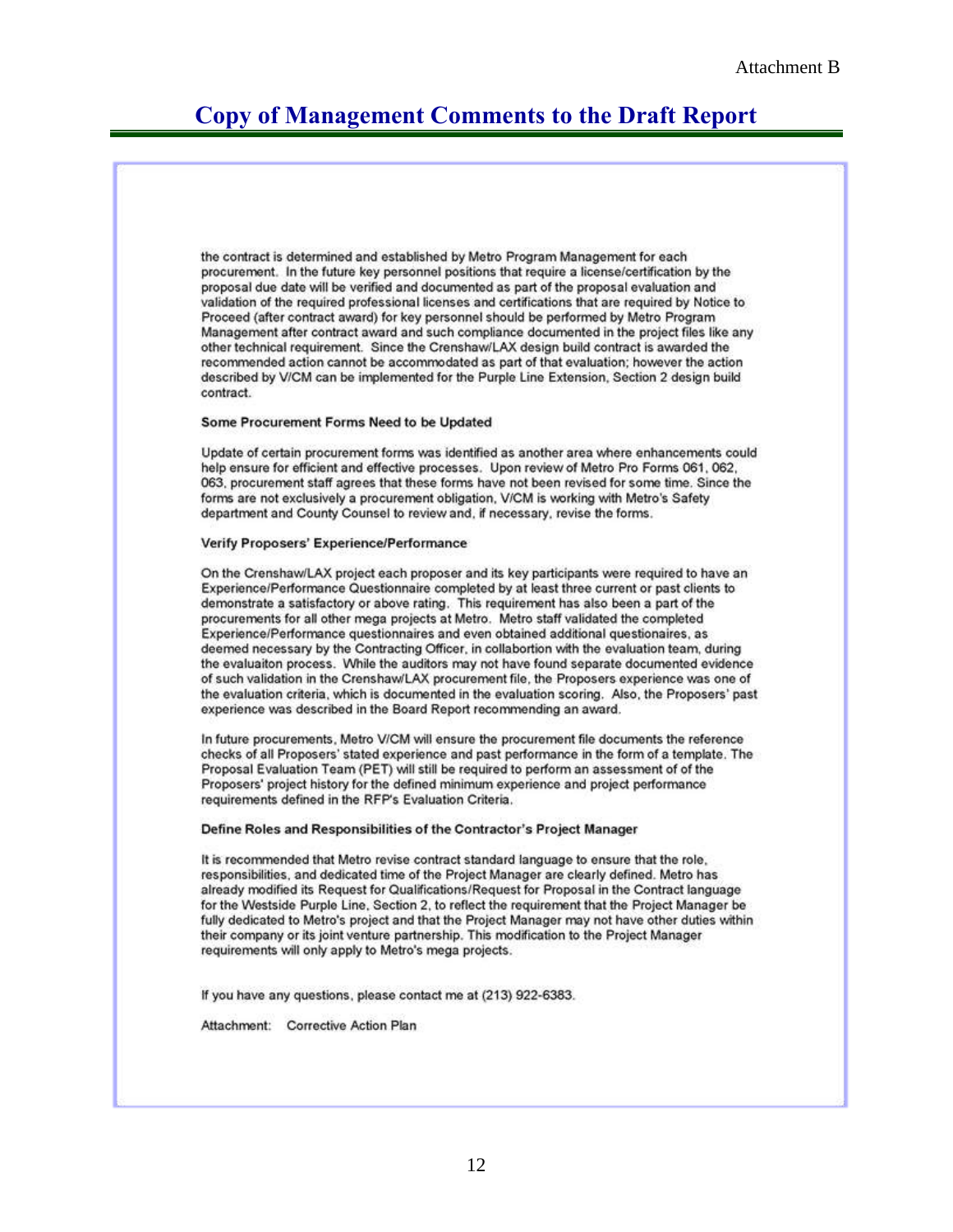Attachment B

# Copy of Management Comments to the Draft Report

the contract is determined and established by Metro Program Management for each procurement. In the future key personnel positions that require a license/certification by the proposal due date will be verified and documented as part of the proposal evaluation and validation of the required professional licenses and certifications that are required by Notice to Proceed (after contract award) for key personnel should be performed by Metro Program Management after contract award and such compliance documented in the project files like any other technical requirement. Since the Crenshaw/LAX design build contract is awarded the recommended action cannot be accommodated as part of that evaluation; however the action described by V/CM can be implemented for the Purple Line Extension, Section 2 design build contract.

**Some Procurement Forms Need to be Updated**

Update of certain procurement forms was identified as another area where enhancements could help ensure for efficient and effective processes. Upon review of Metro Pro Forms 061, 062, 063, procurement staff agrees that these forms have not been revised for some time. Since the forms are not exclusively a procurement obligation, V/CM is working with Metro's Safety department and County Counsel to review and, if necessary, revise the forms.

**Verify Proposers' Experience/Performance**

On the Crenshaw/LAX project each proposer and its key participants were required to have an Experience/Performance Questionnaire completed by at least three current or past clients to demonstrate a satisfactory or above rating. This requirement has also been a part of the procurements for all other mega projects at Metro. Metro staff validated the completed Experience/Performance questionnaires and even obtained additional questionaires, as deemed necessary by the Contracting Officer, in collabortion with the evaluation team, during the evaluaiton process. While the auditors may not have found separate documented evidence of such validation in the Crenshaw/LAX procurement file, the Proposers experience was one of the evaluation criteria, which is documented in the evaluation scoring. Also, the Proposers' past experience was described in the Board Report recommending an award.

In future procurements, Metro V/CM will ensure the procurement file documents the reference checks of all Proposers' stated experience and past performance in the form of a template. The Proposal Evaluation Team (PET) will still be required to perform an assessment of of the Proposers' project history for the defined minimum experience and project performance requirements defined in the RFP's Evaluation Criteria.

**Define Roles and Responsibilities of the Contractor's Project Manager**

It is recommended that Metro revise contract standard language to ensure that the role, responsibilities, and dedicated time of the Project Manager are clearly defined. Metro has already modified its Request for Qualifications/Request for Proposal in the Contract language for the Westside Purple Line, Section 2, to reflect the requirement that the Project Manager be fully dedicated to Metro's project and that the Project Manager may not have other duties within their company or its joint venture partnership. This modification to the Project Manager requirements will only apply to Metro's mega projects.

If you have any questions, please contact me at (213) 922-6383.

Attachment: Corrective Action Plan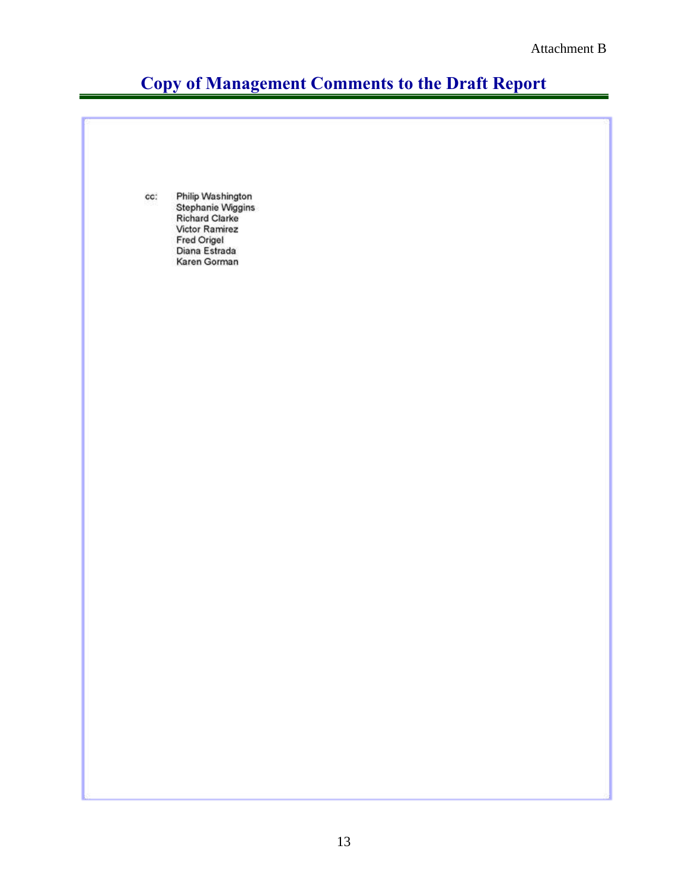Attachment B

# Copy of Management Comments to the Draft Report

cc: Philip Washington
Stephanie Wiggins
Richard Clarke
Victor Ramirez
Fred Origel
Diana Estrada
Karen Gorman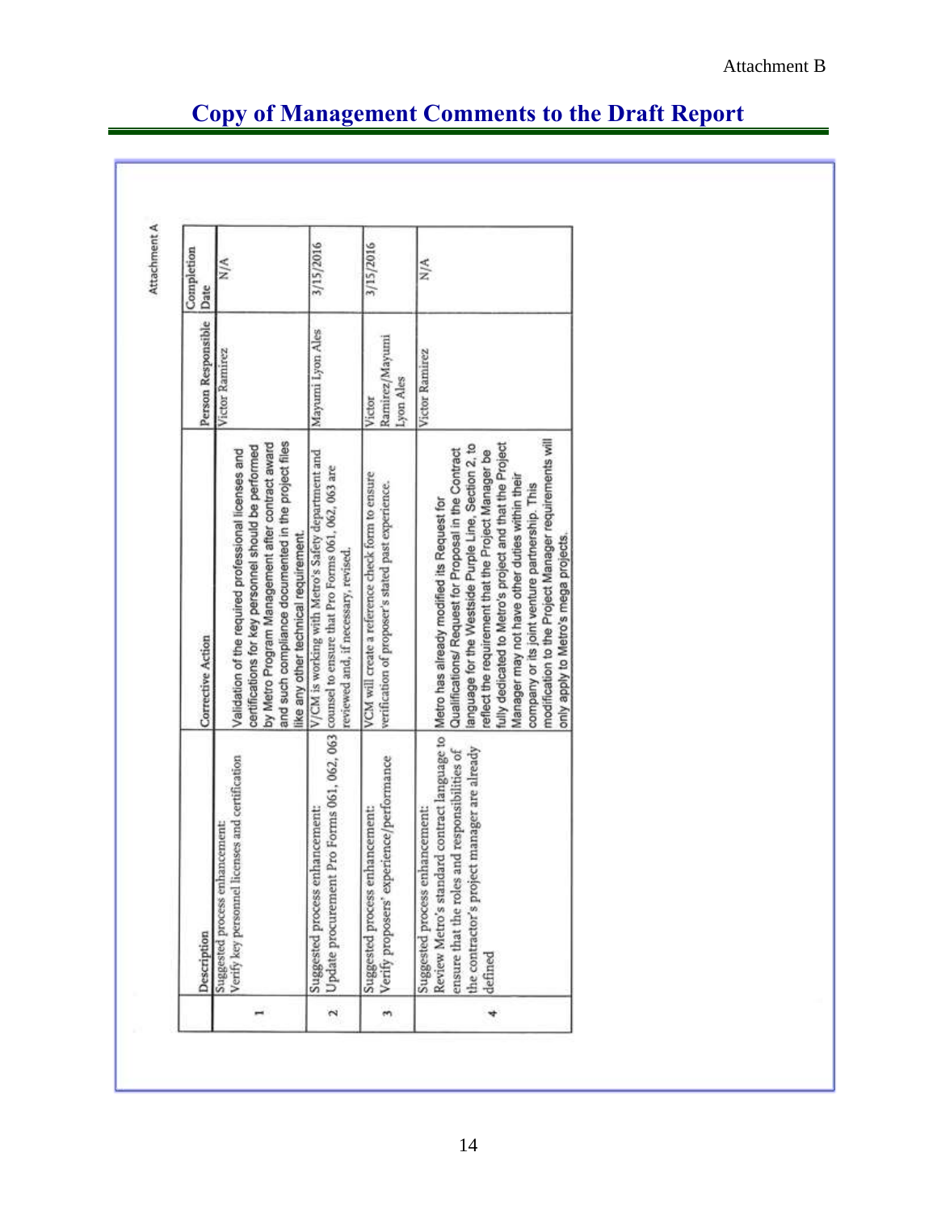Attachment B

# Copy of Management Comments to the Draft Report

Attachment A

| | Description | Corrective Action | Person Responsible | Completion Date |
|---|---|---|---|---|
| 1 | Suggested process enhancement: Verify key personnel licenses and certification | Validation of the required professional licenses and certifications for key personnel should be performed by Metro Program Management after contract award and such compliance documented in the project files like any other technical requirement. | Victor Ramirez | N/A |
| 2 | Suggested process enhancement: Update procurement Pro Forms 061, 062, 063 | V/CM is working with Metro's Safety department and counsel to ensure that Pro Forms 061, 062, 063 are reviewed and, if necessary, revised. | Mayumi Lyon Ales | 3/15/2016 |
| 3 | Suggested process enhancement: Verify proposers' experience/performance | VCM will create a reference check form to ensure verification of proposer's stated past experience. | Victor Ramirez/Mayumi Lyon Ales | 3/15/2016 |
| 4 | Suggested process enhancement: Review Metro's standard contract language to ensure that the roles and responsibilities of the contractor's project manager are already defined | Metro has already modified its Request for Qualifications/ Request for Proposal in the Contract language for the Westside Purple Line, Section 2, to reflect the requirement that the Project Manager be fully dedicated to Metro's project and that the Project Manager may not have other duties within their company or its joint venture partnership. This modification to the Project Manager requirements will only apply to Metro's mega projects. | Victor Ramirez | N/A |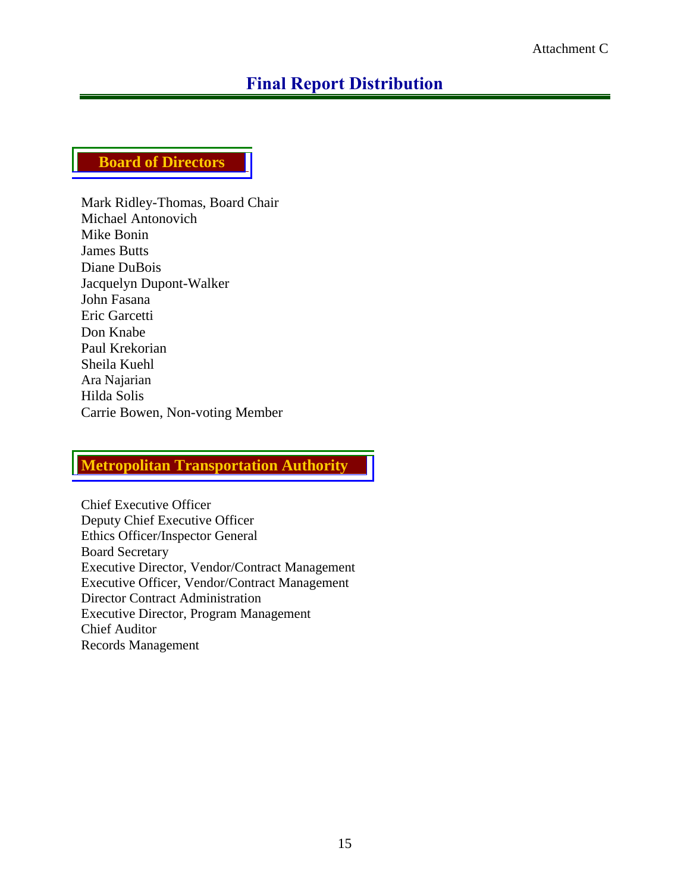Attachment C

# Final Report Distribution

## Board of Directors

Mark Ridley-Thomas, Board Chair
Michael Antonovich
Mike Bonin
James Butts
Diane DuBois
Jacquelyn Dupont-Walker
John Fasana
Eric Garcetti
Don Knabe
Paul Krekorian
Sheila Kuehl
Ara Najarian
Hilda Solis
Carrie Bowen, Non-voting Member

## Metropolitan Transportation Authority

Chief Executive Officer
Deputy Chief Executive Officer
Ethics Officer/Inspector General
Board Secretary
Executive Director, Vendor/Contract Management
Executive Officer, Vendor/Contract Management
Director Contract Administration
Executive Director, Program Management
Chief Auditor
Records Management